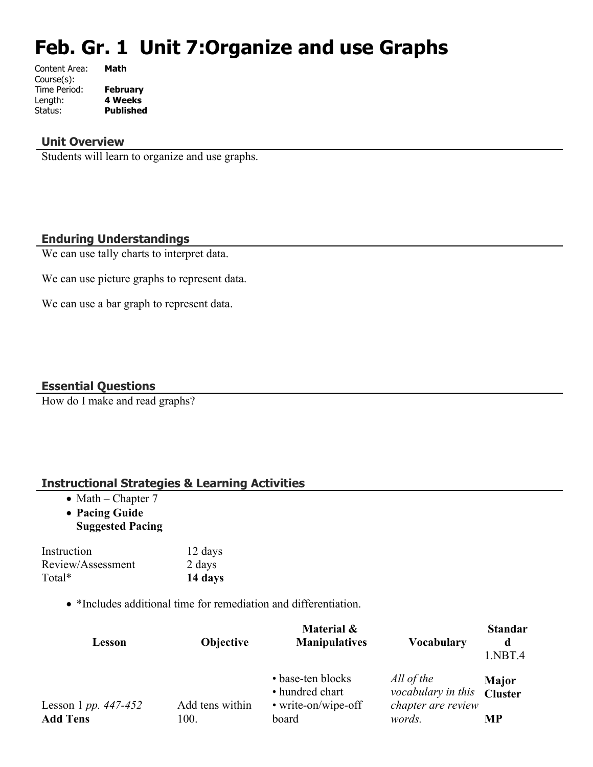# Feb. Gr. 1 Unit 7:Organize and use Graphs

Content Area: **Math**
Course(s):
Time Period: **February**
Length: **4 Weeks**
Status: **Published**

## Unit Overview

Students will learn to organize and use graphs.

## Enduring Understandings

We can use tally charts to interpret data.

We can use picture graphs to represent data.

We can use a bar graph to represent data.

## Essential Questions

How do I make and read graphs?

## Instructional Strategies & Learning Activities

- Math – Chapter 7
- **Pacing Guide**
  **Suggested Pacing**

| | |
|---|---|
| Instruction | 12 days |
| Review/Assessment | 2 days |
| Total* | **14 days** |

- *Includes additional time for remediation and differentiation.

| Lesson | Objective | Material & Manipulatives | Vocabulary | Standard 1.NBT.4 |
|---|---|---|---|---|
| Lesson 1 *pp. 447-452* **Add Tens** | Add tens within 100. | • base-ten blocks • hundred chart • write-on/wipe-off board | *All of the vocabulary in this chapter are review words.* | **Major Cluster** **MP** |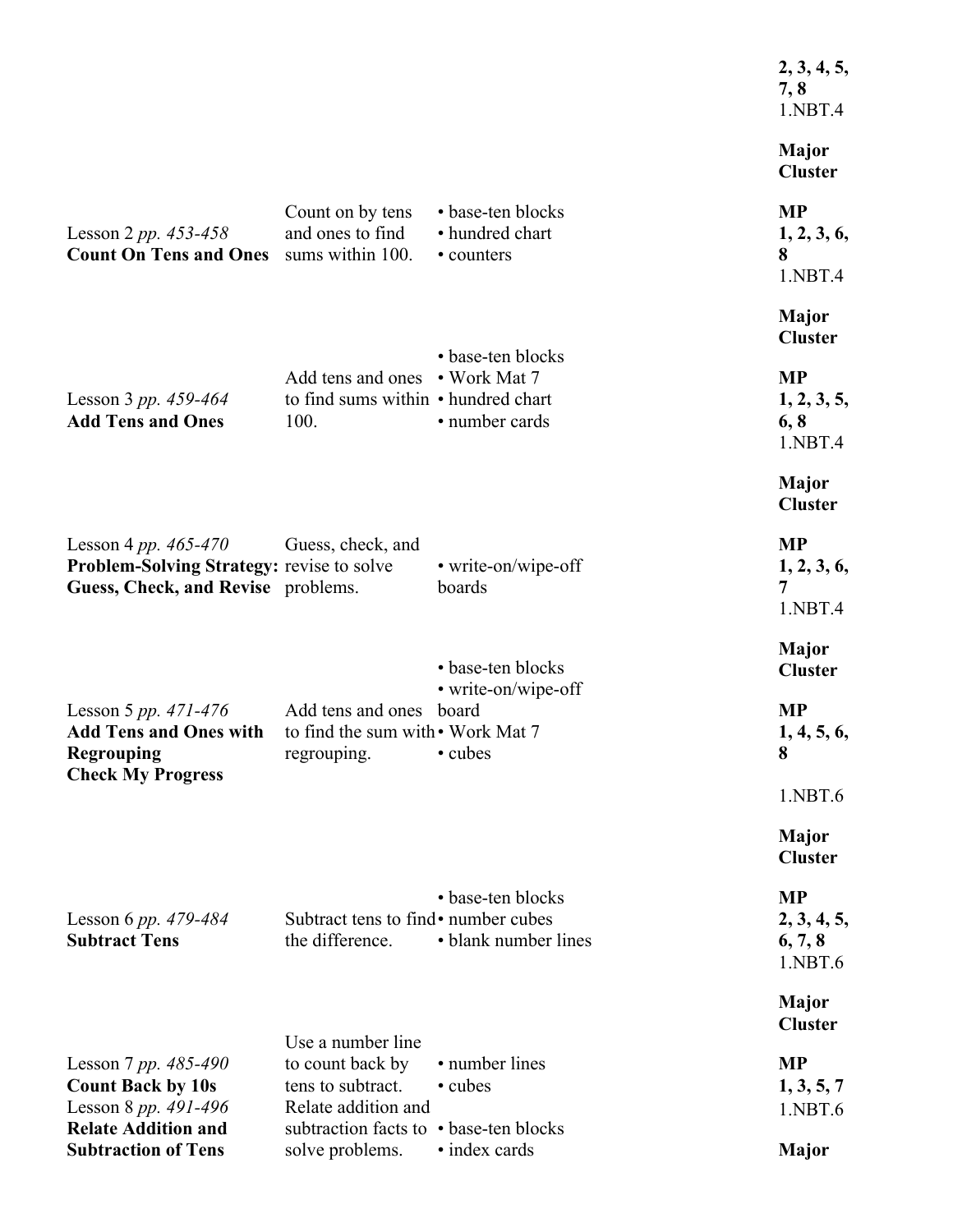| Lesson | Objective | Materials | Standards |
|---|---|---|---|
| | | | **2, 3, 4, 5, 7, 8** 1.NBT.4 **Major Cluster** |
| Lesson 2 *pp. 453-458* **Count On Tens and Ones** | Count on by tens and ones to find sums within 100. | • base-ten blocks • hundred chart • counters | **MP 1, 2, 3, 6, 8** 1.NBT.4 **Major Cluster** |
| Lesson 3 *pp. 459-464* **Add Tens and Ones** | Add tens and ones to find sums within 100. | • base-ten blocks • Work Mat 7 • hundred chart • number cards | **MP 1, 2, 3, 5, 6, 8** 1.NBT.4 **Major Cluster** |
| Lesson 4 *pp. 465-470* **Problem-Solving Strategy: Guess, Check, and Revise** | Guess, check, and revise to solve problems. | • write-on/wipe-off boards | **MP 1, 2, 3, 6, 7** 1.NBT.4 **Major Cluster** |
| Lesson 5 *pp. 471-476* **Add Tens and Ones with Regrouping** **Check My Progress** | Add tens and ones to find the sum with regrouping. | • base-ten blocks • write-on/wipe-off board • Work Mat 7 • cubes | **MP 1, 4, 5, 6, 8** 1.NBT.6 **Major Cluster** |
| Lesson 6 *pp. 479-484* **Subtract Tens** | Subtract tens to find the difference. | • base-ten blocks • number cubes • blank number lines | **MP 2, 3, 4, 5, 6, 7, 8** 1.NBT.6 **Major Cluster** |
| Lesson 7 *pp. 485-490* **Count Back by 10s** | Use a number line to count back by tens to subtract. | • number lines • cubes | **MP 1, 3, 5, 7** 1.NBT.6 |
| Lesson 8 *pp. 491-496* **Relate Addition and Subtraction of Tens** | Relate addition and subtraction facts to solve problems. | • base-ten blocks • index cards | **Major** |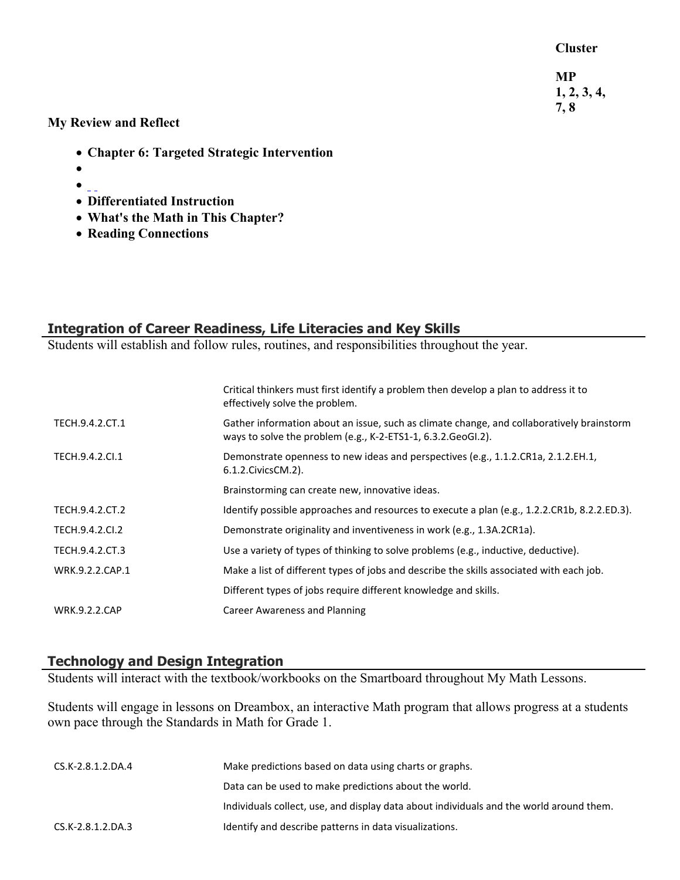**Cluster**

**MP**
**1, 2, 3, 4,**
**7, 8**

**My Review and Reflect**

- **Chapter 6: Targeted Strategic Intervention**
- 
- 
- **Differentiated Instruction**
- **What's the Math in This Chapter?**
- **Reading Connections**

## Integration of Career Readiness, Life Literacies and Key Skills

Students will establish and follow rules, routines, and responsibilities throughout the year.

| | |
|---|---|
| | Critical thinkers must first identify a problem then develop a plan to address it to effectively solve the problem. |
| TECH.9.4.2.CT.1 | Gather information about an issue, such as climate change, and collaboratively brainstorm ways to solve the problem (e.g., K-2-ETS1-1, 6.3.2.GeoGI.2). |
| TECH.9.4.2.CI.1 | Demonstrate openness to new ideas and perspectives (e.g., 1.1.2.CR1a, 2.1.2.EH.1, 6.1.2.CivicsCM.2). |
| | Brainstorming can create new, innovative ideas. |
| TECH.9.4.2.CT.2 | Identify possible approaches and resources to execute a plan (e.g., 1.2.2.CR1b, 8.2.2.ED.3). |
| TECH.9.4.2.CI.2 | Demonstrate originality and inventiveness in work (e.g., 1.3A.2CR1a). |
| TECH.9.4.2.CT.3 | Use a variety of types of thinking to solve problems (e.g., inductive, deductive). |
| WRK.9.2.2.CAP.1 | Make a list of different types of jobs and describe the skills associated with each job. |
| | Different types of jobs require different knowledge and skills. |
| WRK.9.2.2.CAP | Career Awareness and Planning |

## Technology and Design Integration

Students will interact with the textbook/workbooks on the Smartboard throughout My Math Lessons.

Students will engage in lessons on Dreambox, an interactive Math program that allows progress at a students own pace through the Standards in Math for Grade 1.

| | |
|---|---|
| CS.K-2.8.1.2.DA.4 | Make predictions based on data using charts or graphs. |
| | Data can be used to make predictions about the world. |
| | Individuals collect, use, and display data about individuals and the world around them. |
| CS.K-2.8.1.2.DA.3 | Identify and describe patterns in data visualizations. |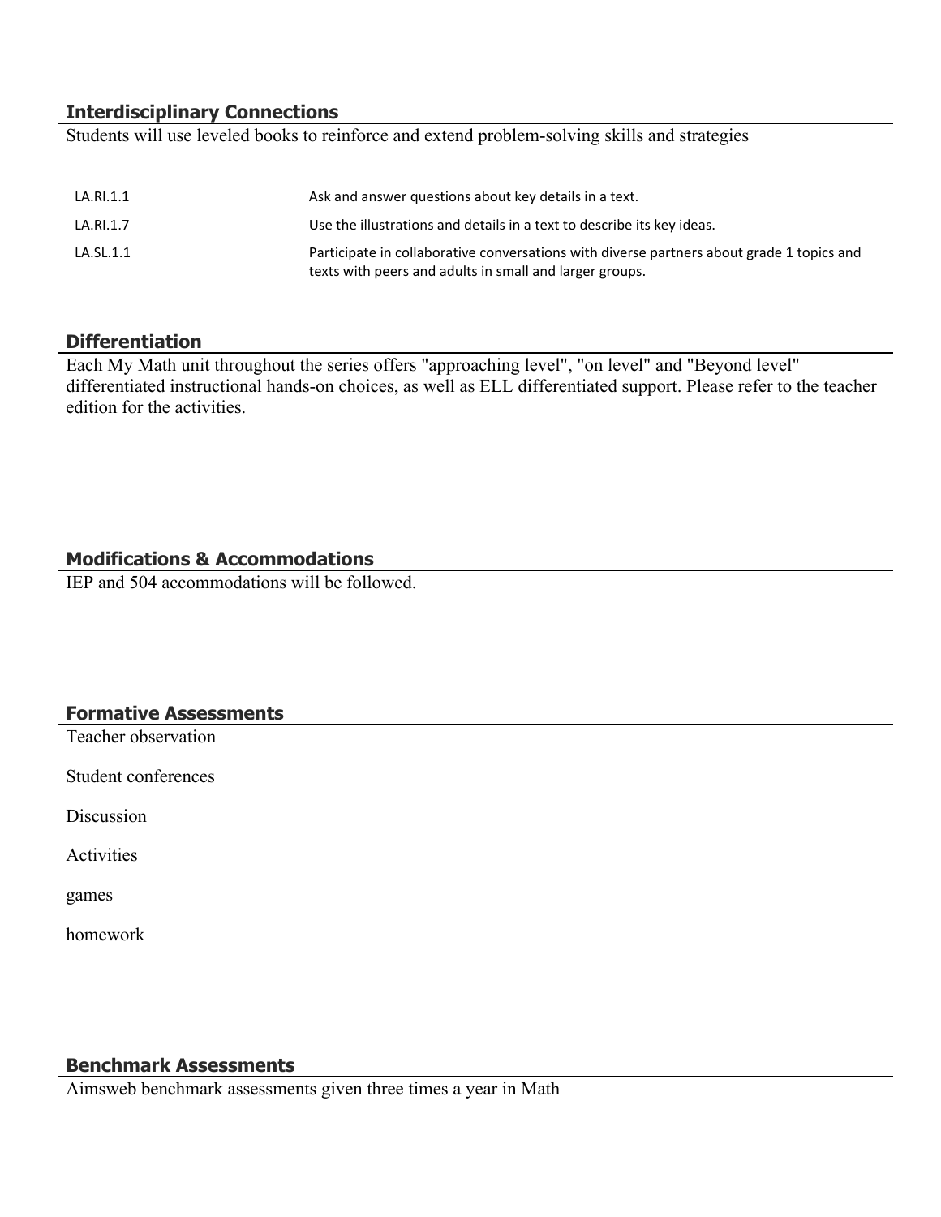## Interdisciplinary Connections

Students will use leveled books to reinforce and extend problem-solving skills and strategies

| | |
|---|---|
| LA.RI.1.1 | Ask and answer questions about key details in a text. |
| LA.RI.1.7 | Use the illustrations and details in a text to describe its key ideas. |
| LA.SL.1.1 | Participate in collaborative conversations with diverse partners about grade 1 topics and texts with peers and adults in small and larger groups. |

## Differentiation

Each My Math unit throughout the series offers "approaching level", "on level" and "Beyond level" differentiated instructional hands-on choices, as well as ELL differentiated support. Please refer to the teacher edition for the activities.

## Modifications & Accommodations

IEP and 504 accommodations will be followed.

## Formative Assessments

Teacher observation

Student conferences

Discussion

Activities

games

homework

## Benchmark Assessments

Aimsweb benchmark assessments given three times a year in Math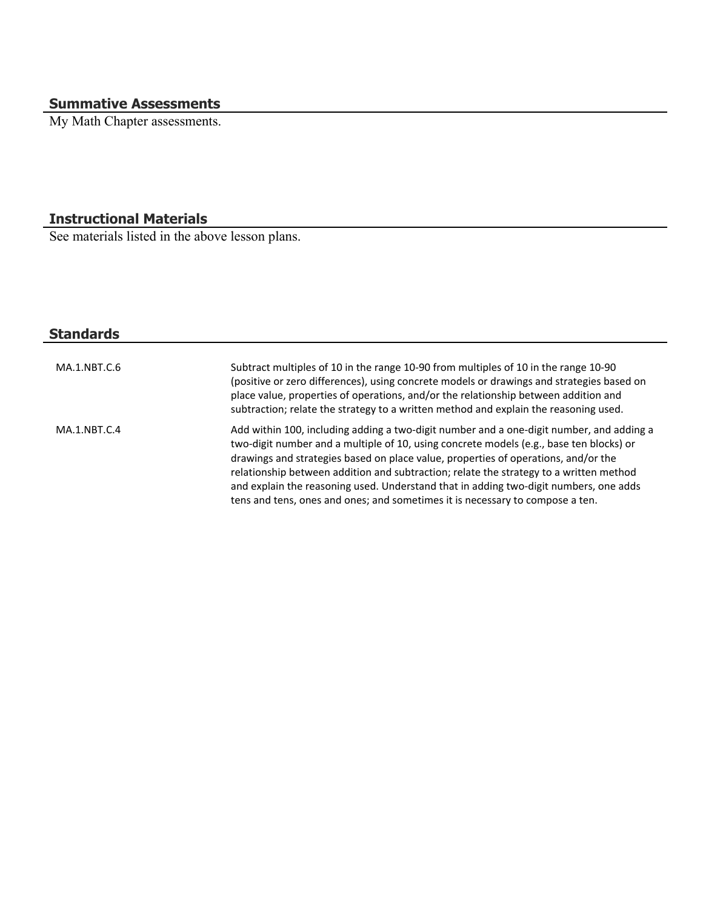## Summative Assessments

My Math Chapter assessments.

## Instructional Materials

See materials listed in the above lesson plans.

## Standards

| | |
|---|---|
| MA.1.NBT.C.6 | Subtract multiples of 10 in the range 10-90 from multiples of 10 in the range 10-90 (positive or zero differences), using concrete models or drawings and strategies based on place value, properties of operations, and/or the relationship between addition and subtraction; relate the strategy to a written method and explain the reasoning used. |
| MA.1.NBT.C.4 | Add within 100, including adding a two-digit number and a one-digit number, and adding a two-digit number and a multiple of 10, using concrete models (e.g., base ten blocks) or drawings and strategies based on place value, properties of operations, and/or the relationship between addition and subtraction; relate the strategy to a written method and explain the reasoning used. Understand that in adding two-digit numbers, one adds tens and tens, ones and ones; and sometimes it is necessary to compose a ten. |